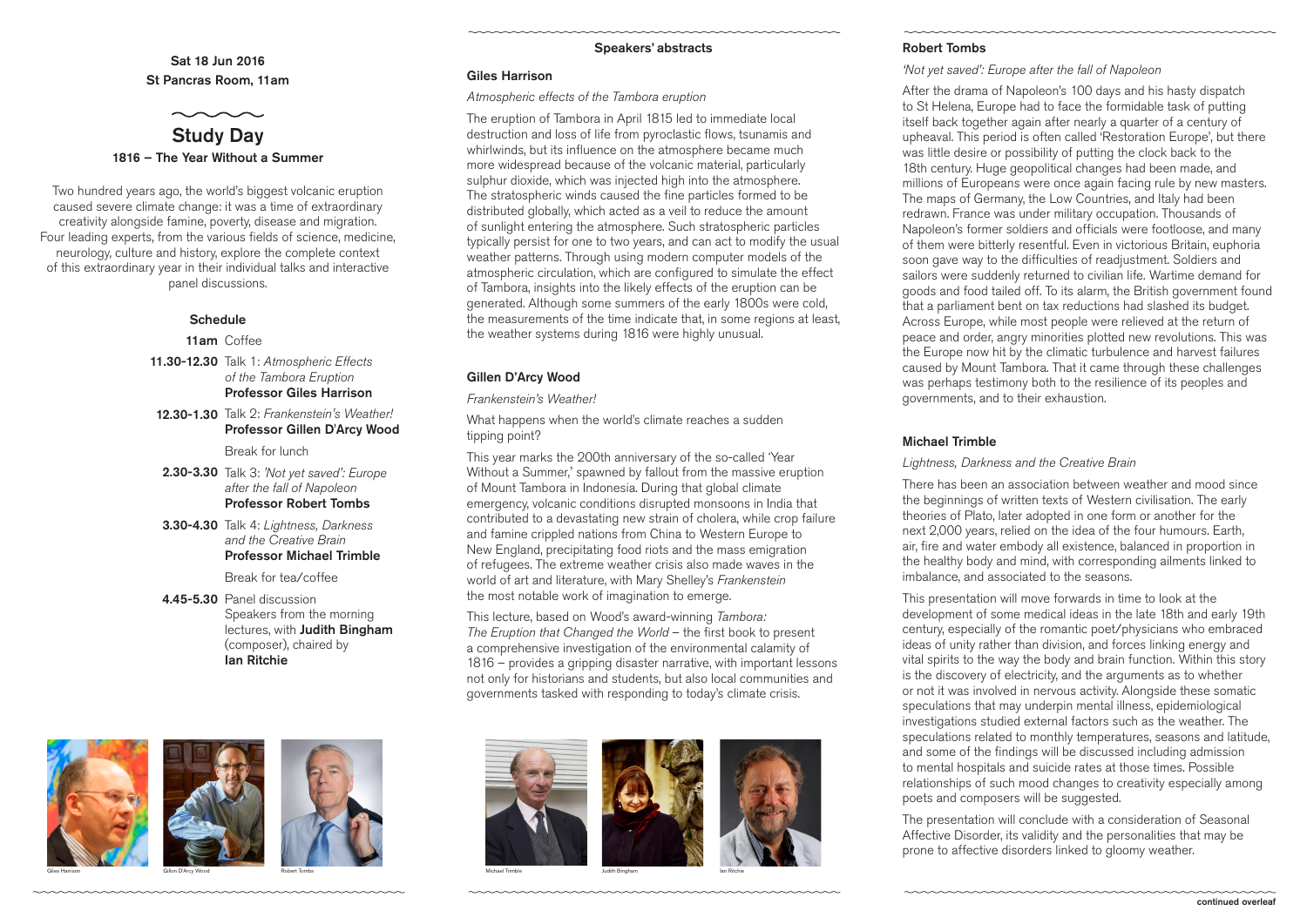Sat 18 Jun 2016
St Pancras Room, 11am

# Study Day

## 1816 – The Year Without a Summer

Two hundred years ago, the world's biggest volcanic eruption caused severe climate change: it was a time of extraordinary creativity alongside famine, poverty, disease and migration. Four leading experts, from the various fields of science, medicine, neurology, culture and history, explore the complete context of this extraordinary year in their individual talks and interactive panel discussions.

### Schedule

**11am** Coffee

**11.30-12.30** Talk 1: *Atmospheric Effects of the Tambora Eruption*
**Professor Giles Harrison**

**12.30-1.30** Talk 2: *Frankenstein's Weather!*
**Professor Gillen D'Arcy Wood**

Break for lunch

**2.30-3.30** Talk 3: *'Not yet saved': Europe after the fall of Napoleon*
**Professor Robert Tombs**

**3.30-4.30** Talk 4: *Lightness, Darkness and the Creative Brain*
**Professor Michael Trimble**

Break for tea/coffee

**4.45-5.30** Panel discussion
Speakers from the morning lectures, with **Judith Bingham** (composer), chaired by **Ian Ritchie**

Giles Harrison — Gillen D'Arcy Wood — Robert Tombs

## Speakers' abstracts

### Giles Harrison

*Atmospheric effects of the Tambora eruption*

The eruption of Tambora in April 1815 led to immediate local destruction and loss of life from pyroclastic flows, tsunamis and whirlwinds, but its influence on the atmosphere became much more widespread because of the volcanic material, particularly sulphur dioxide, which was injected high into the atmosphere. The stratospheric winds caused the fine particles formed to be distributed globally, which acted as a veil to reduce the amount of sunlight entering the atmosphere. Such stratospheric particles typically persist for one to two years, and can act to modify the usual weather patterns. Through using modern computer models of the atmospheric circulation, which are configured to simulate the effect of Tambora, insights into the likely effects of the eruption can be generated. Although some summers of the early 1800s were cold, the measurements of the time indicate that, in some regions at least, the weather systems during 1816 were highly unusual.

### Gillen D'Arcy Wood

*Frankenstein's Weather!*

What happens when the world's climate reaches a sudden tipping point?

This year marks the 200th anniversary of the so-called 'Year Without a Summer,' spawned by fallout from the massive eruption of Mount Tambora in Indonesia. During that global climate emergency, volcanic conditions disrupted monsoons in India that contributed to a devastating new strain of cholera, while crop failure and famine crippled nations from China to Western Europe to New England, precipitating food riots and the mass emigration of refugees. The extreme weather crisis also made waves in the world of art and literature, with Mary Shelley's *Frankenstein* the most notable work of imagination to emerge.

This lecture, based on Wood's award-winning *Tambora: The Eruption that Changed the World* – the first book to present a comprehensive investigation of the environmental calamity of 1816 – provides a gripping disaster narrative, with important lessons not only for historians and students, but also local communities and governments tasked with responding to today's climate crisis.

Michael Trimble — Judith Bingham — Ian Ritchie

### Robert Tombs

*'Not yet saved': Europe after the fall of Napoleon*

After the drama of Napoleon's 100 days and his hasty dispatch to St Helena, Europe had to face the formidable task of putting itself back together again after nearly a quarter of a century of upheaval. This period is often called 'Restoration Europe', but there was little desire or possibility of putting the clock back to the 18th century. Huge geopolitical changes had been made, and millions of Europeans were once again facing rule by new masters. The maps of Germany, the Low Countries, and Italy had been redrawn. France was under military occupation. Thousands of Napoleon's former soldiers and officials were footloose, and many of them were bitterly resentful. Even in victorious Britain, euphoria soon gave way to the difficulties of readjustment. Soldiers and sailors were suddenly returned to civilian life. Wartime demand for goods and food tailed off. To its alarm, the British government found that a parliament bent on tax reductions had slashed its budget. Across Europe, while most people were relieved at the return of peace and order, angry minorities plotted new revolutions. This was the Europe now hit by the climatic turbulence and harvest failures caused by Mount Tambora. That it came through these challenges was perhaps testimony both to the resilience of its peoples and governments, and to their exhaustion.

### Michael Trimble

*Lightness, Darkness and the Creative Brain*

There has been an association between weather and mood since the beginnings of written texts of Western civilisation. The early theories of Plato, later adopted in one form or another for the next 2,000 years, relied on the idea of the four humours. Earth, air, fire and water embody all existence, balanced in proportion in the healthy body and mind, with corresponding ailments linked to imbalance, and associated to the seasons.

This presentation will move forwards in time to look at the development of some medical ideas in the late 18th and early 19th century, especially of the romantic poet/physicians who embraced ideas of unity rather than division, and forces linking energy and vital spirits to the way the body and brain function. Within this story is the discovery of electricity, and the arguments as to whether or not it was involved in nervous activity. Alongside these somatic speculations that may underpin mental illness, epidemiological investigations studied external factors such as the weather. The speculations related to monthly temperatures, seasons and latitude, and some of the findings will be discussed including admission to mental hospitals and suicide rates at those times. Possible relationships of such mood changes to creativity especially among poets and composers will be suggested.

The presentation will conclude with a consideration of Seasonal Affective Disorder, its validity and the personalities that may be prone to affective disorders linked to gloomy weather.

**continued overleaf**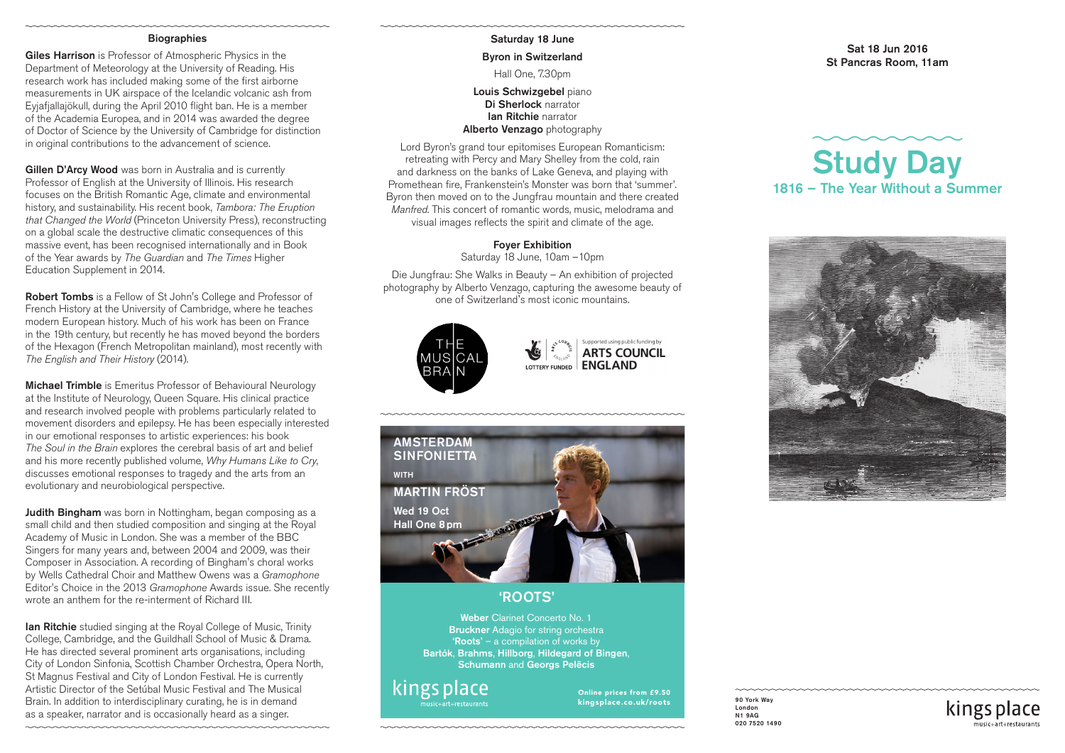## Biographies

**Giles Harrison** is Professor of Atmospheric Physics in the Department of Meteorology at the University of Reading. His research work has included making some of the first airborne measurements in UK airspace of the Icelandic volcanic ash from Eyjafjallajökull, during the April 2010 flight ban. He is a member of the Academia Europea, and in 2014 was awarded the degree of Doctor of Science by the University of Cambridge for distinction in original contributions to the advancement of science.

**Gillen D'Arcy Wood** was born in Australia and is currently Professor of English at the University of Illinois. His research focuses on the British Romantic Age, climate and environmental history, and sustainability. His recent book, *Tambora: The Eruption that Changed the World* (Princeton University Press), reconstructing on a global scale the destructive climatic consequences of this massive event, has been recognised internationally and in Book of the Year awards by *The Guardian* and *The Times* Higher Education Supplement in 2014.

**Robert Tombs** is a Fellow of St John's College and Professor of French History at the University of Cambridge, where he teaches modern European history. Much of his work has been on France in the 19th century, but recently he has moved beyond the borders of the Hexagon (French Metropolitan mainland), most recently with *The English and Their History* (2014).

**Michael Trimble** is Emeritus Professor of Behavioural Neurology at the Institute of Neurology, Queen Square. His clinical practice and research involved people with problems particularly related to movement disorders and epilepsy. He has been especially interested in our emotional responses to artistic experiences: his book *The Soul in the Brain* explores the cerebral basis of art and belief and his more recently published volume, *Why Humans Like to Cry*, discusses emotional responses to tragedy and the arts from an evolutionary and neurobiological perspective.

**Judith Bingham** was born in Nottingham, began composing as a small child and then studied composition and singing at the Royal Academy of Music in London. She was a member of the BBC Singers for many years and, between 2004 and 2009, was their Composer in Association. A recording of Bingham's choral works by Wells Cathedral Choir and Matthew Owens was a *Gramophone* Editor's Choice in the 2013 *Gramophone* Awards issue. She recently wrote an anthem for the re-interment of Richard III.

**Ian Ritchie** studied singing at the Royal College of Music, Trinity College, Cambridge, and the Guildhall School of Music & Drama. He has directed several prominent arts organisations, including City of London Sinfonia, Scottish Chamber Orchestra, Opera North, St Magnus Festival and City of London Festival. He is currently Artistic Director of the Setúbal Music Festival and The Musical Brain. In addition to interdisciplinary curating, he is in demand as a speaker, narrator and is occasionally heard as a singer.

**Saturday 18 June**

**Byron in Switzerland**

Hall One, 7.30pm

**Louis Schwizgebel** piano
**Di Sherlock** narrator
**Ian Ritchie** narrator
**Alberto Venzago** photography

Lord Byron's grand tour epitomises European Romanticism: retreating with Percy and Mary Shelley from the cold, rain and darkness on the banks of Lake Geneva, and playing with Promethean fire, Frankenstein's Monster was born that 'summer'. Byron then moved on to the Jungfrau mountain and there created *Manfred*. This concert of romantic words, music, melodrama and visual images reflects the spirit and climate of the age.

**Foyer Exhibition**
Saturday 18 June, 10am – 10pm

Die Jungfrau: She Walks in Beauty – An exhibition of projected photography by Alberto Venzago, capturing the awesome beauty of one of Switzerland's most iconic mountains.

THE MUSICAL BRAIN

Supported using public funding by ARTS COUNCIL ENGLAND — LOTTERY FUNDED

**AMSTERDAM SINFONIETTA**
WITH
**MARTIN FRÖST**
Wed 19 Oct
Hall One 8 pm

## 'ROOTS'

**Weber** Clarinet Concerto No. 1
**Bruckner** Adagio for string orchestra
**'Roots'** – a compilation of works by **Bartók**, **Brahms**, **Hillborg**, **Hildegard of Bingen**, **Schumann** and **Georgs Pelēcis**

kings place music+art+restaurants

**Online prices from £9.50**
**kingsplace.co.uk/roots**

**Sat 18 Jun 2016**
**St Pancras Room, 11am**

# Study Day
## 1816 – The Year Without a Summer

90 York Way
London
N1 9AG
020 7520 1490

kings place music+art+restaurants